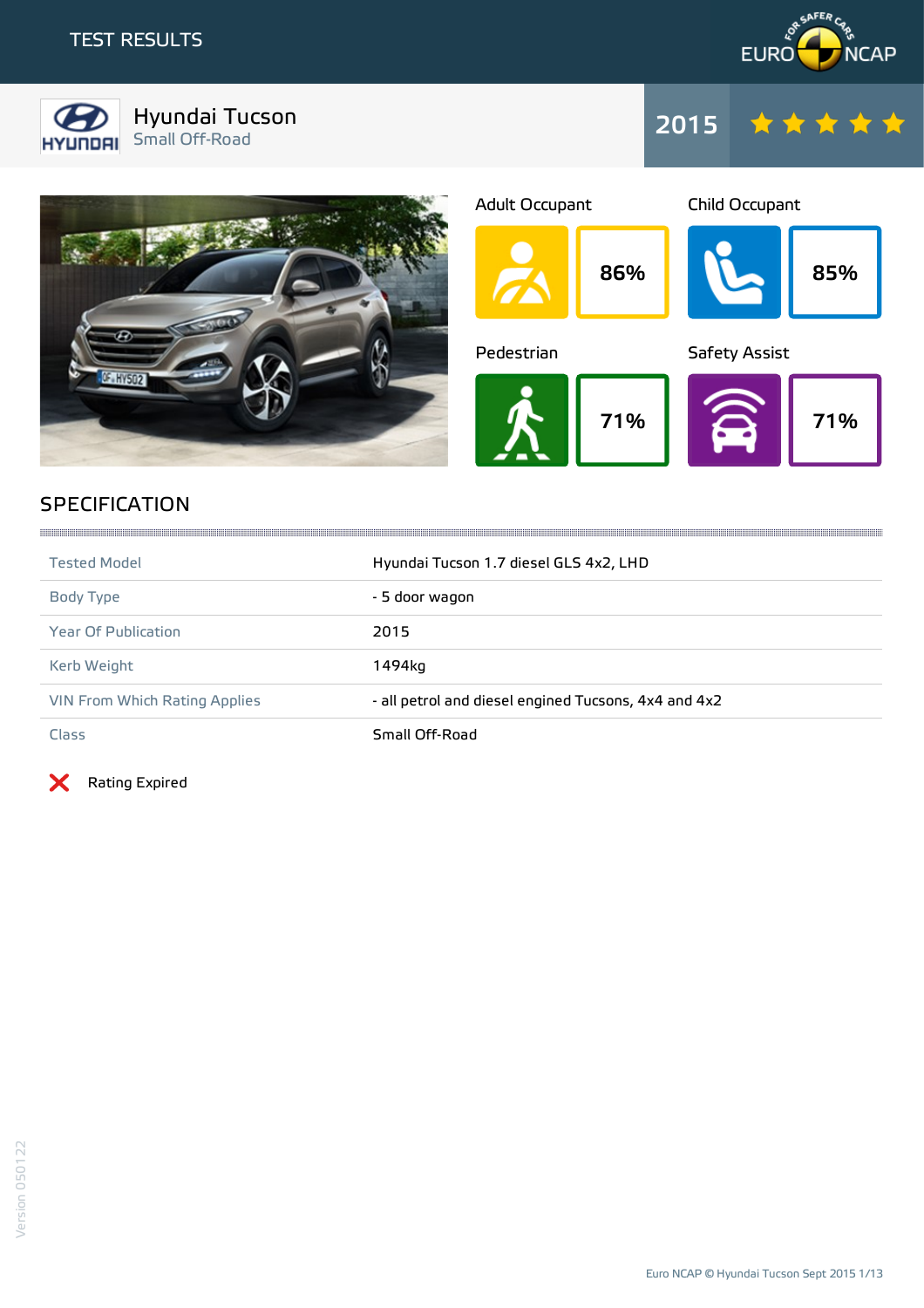# TEST RESULTS

## Hyundai Tucson

Small Off-Road

**2015** ★★★★★

| Adult Occupant | Child Occupant |
|---|---|
| 86% | 85% |

| Pedestrian | Safety Assist |
|---|---|
| 71% | 71% |

## SPECIFICATION

| | |
|---|---|
| Tested Model | Hyundai Tucson 1.7 diesel GLS 4x2, LHD |
| Body Type | - 5 door wagon |
| Year Of Publication | 2015 |
| Kerb Weight | 1494kg |
| VIN From Which Rating Applies | - all petrol and diesel engined Tucsons, 4x4 and 4x2 |
| Class | Small Off-Road |

❌ Rating Expired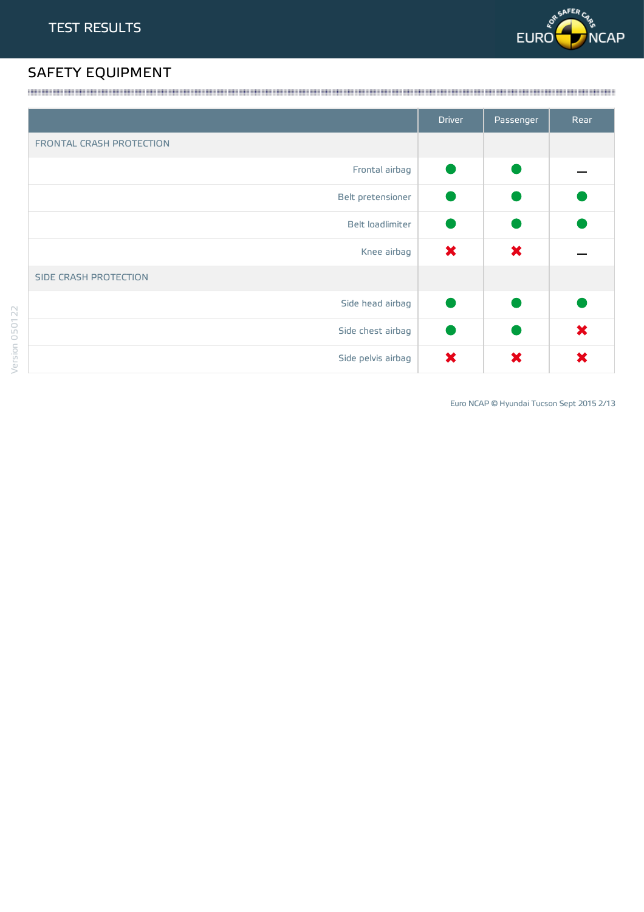# TEST RESULTS

## SAFETY EQUIPMENT

| | Driver | Passenger | Rear |
|---|---|---|---|
| FRONTAL CRASH PROTECTION | | | |
| Frontal airbag | ● | ● | — |
| Belt pretensioner | ● | ● | ● |
| Belt loadlimiter | ● | ● | ● |
| Knee airbag | ✖ | ✖ | — |
| SIDE CRASH PROTECTION | | | |
| Side head airbag | ● | ● | ● |
| Side chest airbag | ● | ● | ✖ |
| Side pelvis airbag | ✖ | ✖ | ✖ |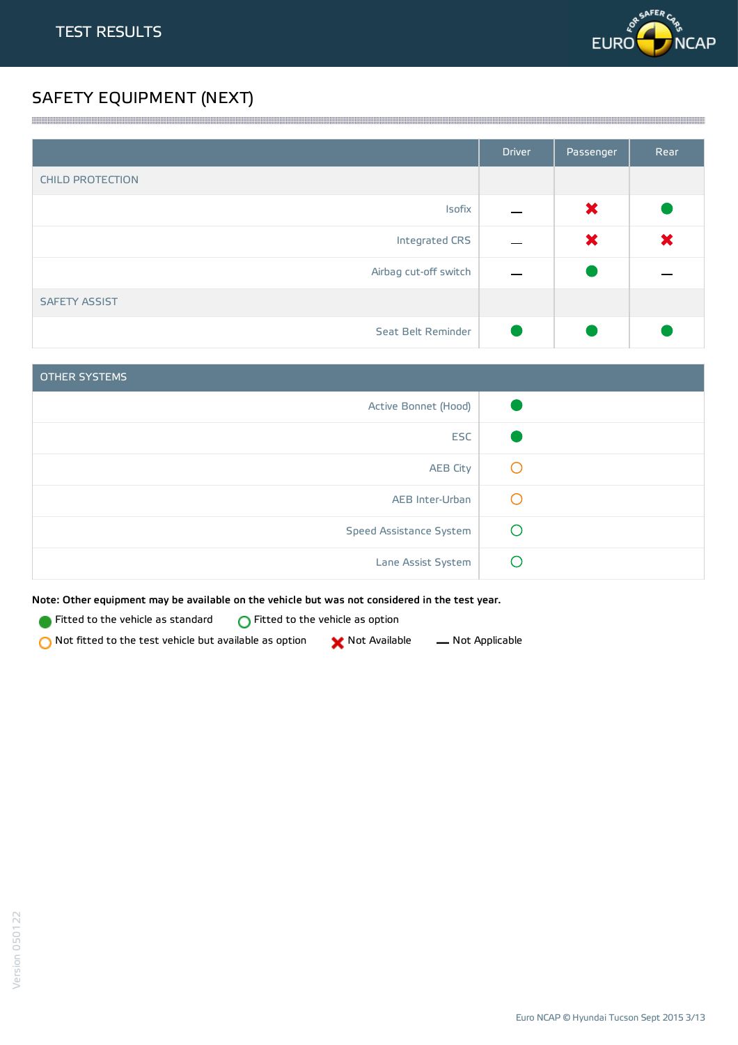# TEST RESULTS

## SAFETY EQUIPMENT (NEXT)

| | Driver | Passenger | Rear |
|---|---|---|---|
| CHILD PROTECTION | | | |
| Isofix | — | ✖ | ● |
| Integrated CRS | — | ✖ | ✖ |
| Airbag cut-off switch | — | ● | — |
| SAFETY ASSIST | | | |
| Seat Belt Reminder | ● | ● | ● |

| OTHER SYSTEMS | |
|---|---|
| Active Bonnet (Hood) | ● |
| ESC | ● |
| AEB City | ○ (orange) |
| AEB Inter-Urban | ○ (orange) |
| Speed Assistance System | ○ (green) |
| Lane Assist System | ○ (green) |

**Note: Other equipment may be available on the vehicle but was not considered in the test year.**

● Fitted to the vehicle as standard
○ (green) Fitted to the vehicle as option
○ (orange) Not fitted to the test vehicle but available as option
✖ Not Available
— Not Applicable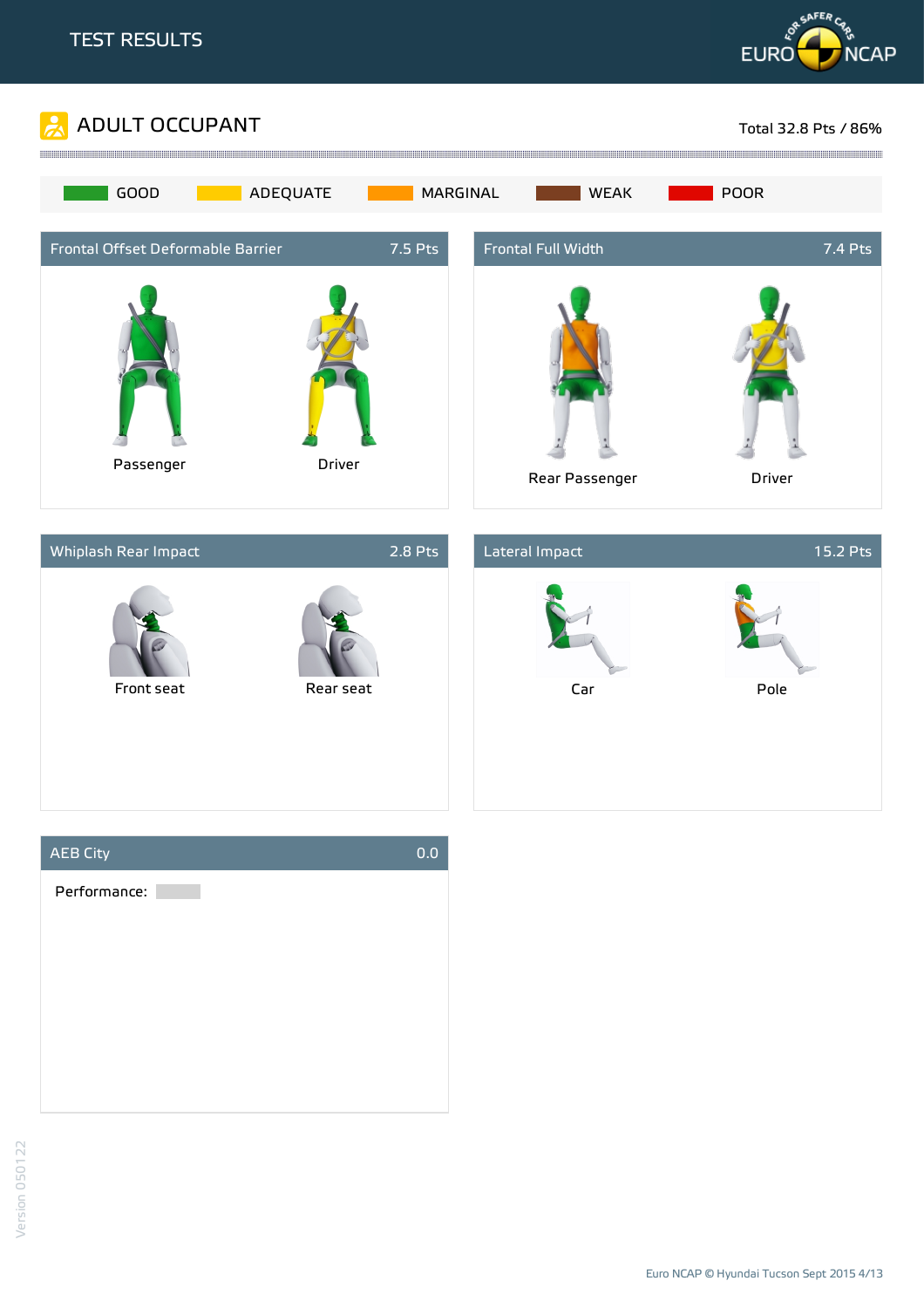# TEST RESULTS

## ADULT OCCUPANT

Total 32.8 Pts / 86%

GOOD | ADEQUATE | MARGINAL | WEAK | POOR

### Frontal Offset Deformable Barrier — 7.5 Pts

Passenger

Driver

### Frontal Full Width — 7.4 Pts

Rear Passenger

Driver

### Whiplash Rear Impact — 2.8 Pts

Front seat

Rear seat

### Lateral Impact — 15.2 Pts

Car

Pole

### AEB City — 0.0

Performance:

Version 050122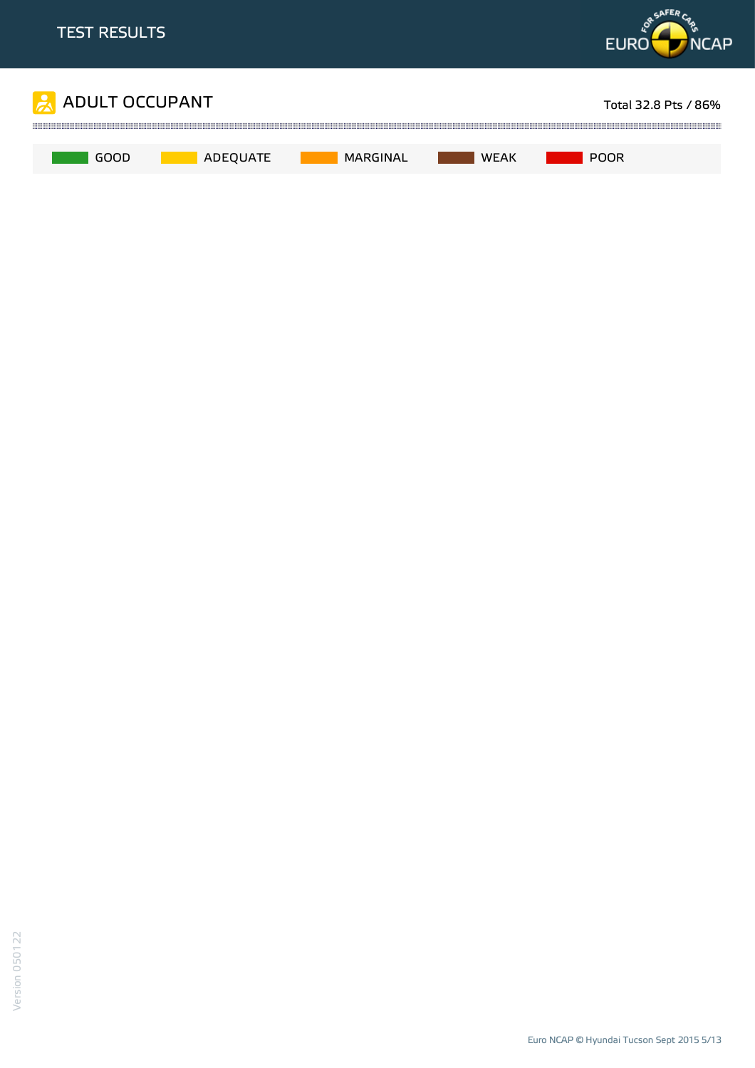## ADULT OCCUPANT

Total 32.8 Pts / 86%

GOOD ADEQUATE MARGINAL WEAK POOR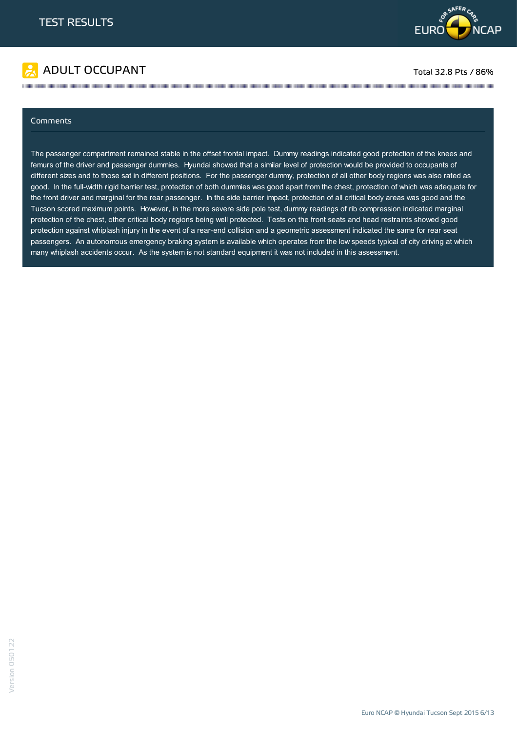# TEST RESULTS

## ADULT OCCUPANT

Total 32.8 Pts / 86%

### Comments

The passenger compartment remained stable in the offset frontal impact. Dummy readings indicated good protection of the knees and femurs of the driver and passenger dummies. Hyundai showed that a similar level of protection would be provided to occupants of different sizes and to those sat in different positions. For the passenger dummy, protection of all other body regions was also rated as good. In the full-width rigid barrier test, protection of both dummies was good apart from the chest, protection of which was adequate for the front driver and marginal for the rear passenger. In the side barrier impact, protection of all critical body areas was good and the Tucson scored maximum points. However, in the more severe side pole test, dummy readings of rib compression indicated marginal protection of the chest, other critical body regions being well protected. Tests on the front seats and head restraints showed good protection against whiplash injury in the event of a rear-end collision and a geometric assessment indicated the same for rear seat passengers. An autonomous emergency braking system is available which operates from the low speeds typical of city driving at which many whiplash accidents occur. As the system is not standard equipment it was not included in this assessment.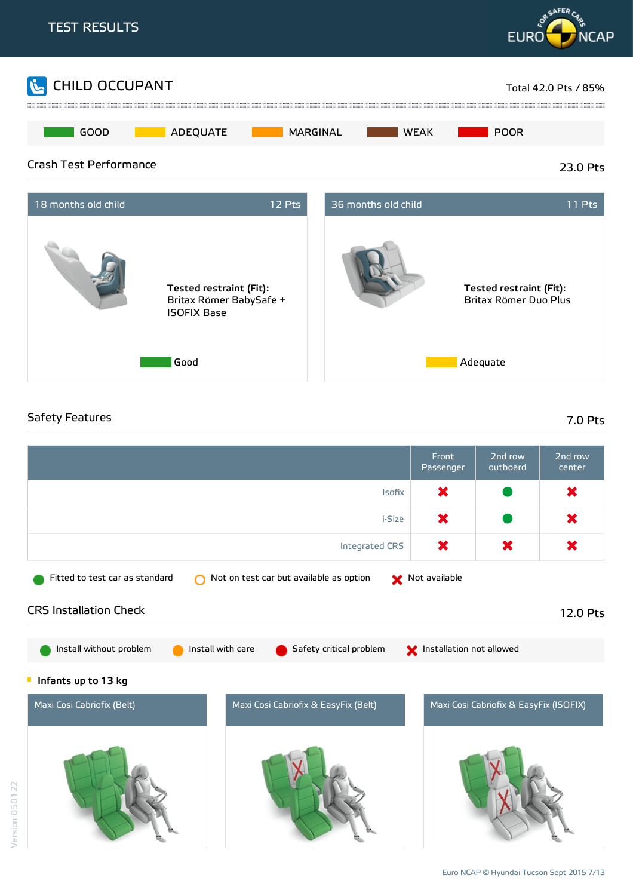# TEST RESULTS

## CHILD OCCUPANT

Total 42.0 Pts / 85%

GOOD | ADEQUATE | MARGINAL | WEAK | POOR

### Crash Test Performance

23.0 Pts

| 18 months old child | 12 Pts |
|---|---|
| **Tested restraint (Fit):** Britax Römer BabySafe + ISOFIX Base | Good |

| 36 months old child | 11 Pts |
|---|---|
| **Tested restraint (Fit):** Britax Römer Duo Plus | Adequate |

### Safety Features

7.0 Pts

| | Front Passenger | 2nd row outboard | 2nd row center |
|---|---|---|---|
| Isofix | Not available | Fitted to test car as standard | Not available |
| i-Size | Not available | Fitted to test car as standard | Not available |
| Integrated CRS | Not available | Not available | Not available |

Fitted to test car as standard | Not on test car but available as option | Not available

### CRS Installation Check

12.0 Pts

Install without problem | Install with care | Safety critical problem | Installation not allowed

- **Infants up to 13 kg**

| Maxi Cosi Cabriofix (Belt) | Maxi Cosi Cabriofix & EasyFix (Belt) | Maxi Cosi Cabriofix & EasyFix (ISOFIX) |
|---|---|---|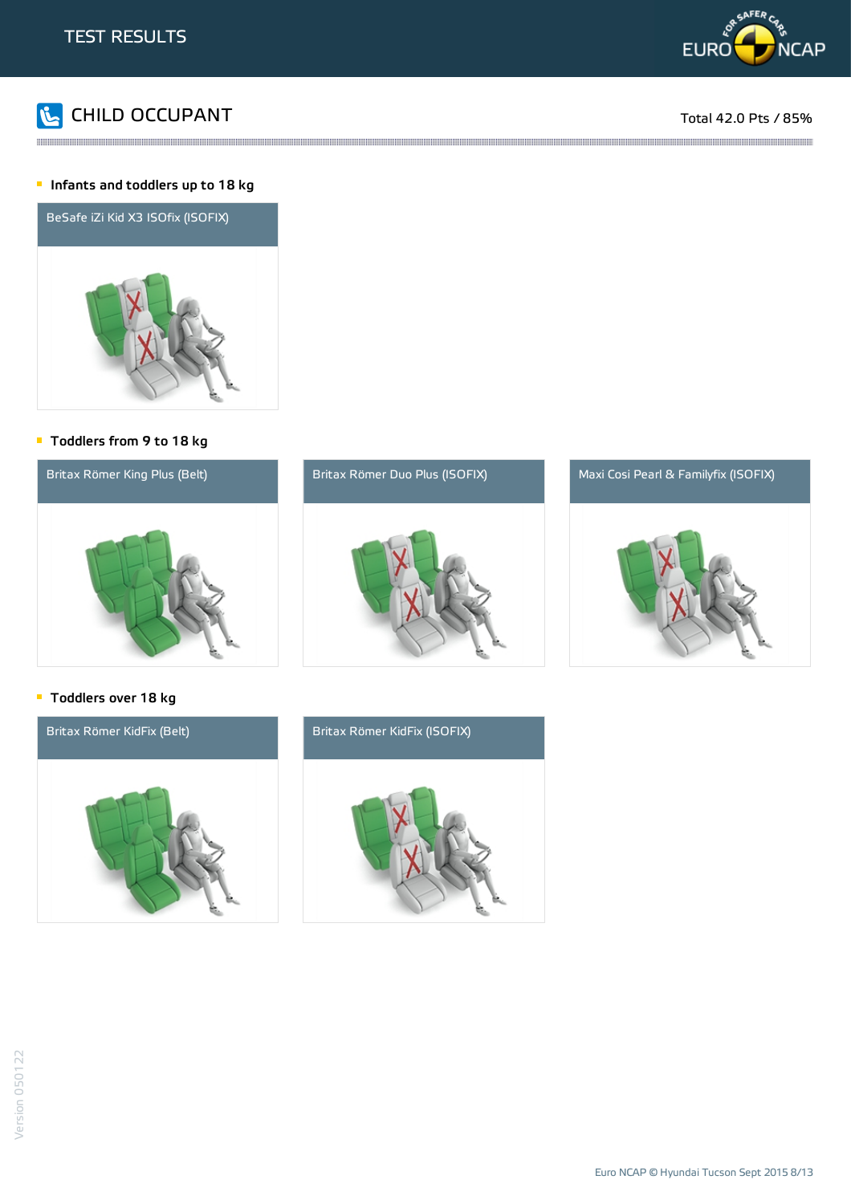# TEST RESULTS

## CHILD OCCUPANT

Total 42.0 Pts / 85%

- **Infants and toddlers up to 18 kg**

BeSafe iZi Kid X3 ISOfix (ISOFIX)

- **Toddlers from 9 to 18 kg**

Britax Römer King Plus (Belt)

Britax Römer Duo Plus (ISOFIX)

Maxi Cosi Pearl & Familyfix (ISOFIX)

- **Toddlers over 18 kg**

Britax Römer KidFix (Belt)

Britax Römer KidFix (ISOFIX)

Version 050122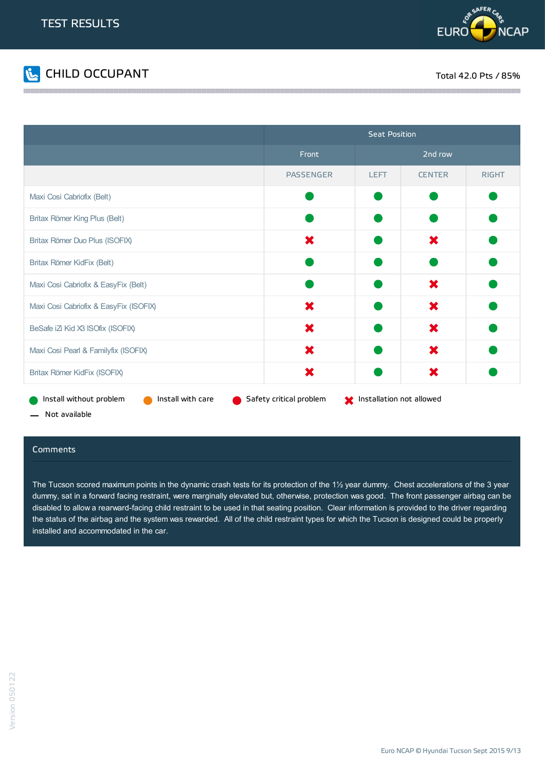# TEST RESULTS

## CHILD OCCUPANT

Total 42.0 Pts / 85%

| | Seat Position | | | |
|---|---|---|---|---|
| | Front | 2nd row | | |
| | PASSENGER | LEFT | CENTER | RIGHT |
| Maxi Cosi Cabriofix (Belt) | Install without problem | Install without problem | Install without problem | Install without problem |
| Britax Römer King Plus (Belt) | Install without problem | Install without problem | Install without problem | Install without problem |
| Britax Römer Duo Plus (ISOFIX) | Installation not allowed | Install without problem | Installation not allowed | Install without problem |
| Britax Römer KidFix (Belt) | Install without problem | Install without problem | Install without problem | Install without problem |
| Maxi Cosi Cabriofix & EasyFix (Belt) | Install without problem | Install without problem | Installation not allowed | Install without problem |
| Maxi Cosi Cabriofix & EasyFix (ISOFIX) | Installation not allowed | Install without problem | Installation not allowed | Install without problem |
| BeSafe iZi Kid X3 ISOfix (ISOFIX) | Installation not allowed | Install without problem | Installation not allowed | Install without problem |
| Maxi Cosi Pearl & Familyfix (ISOFIX) | Installation not allowed | Install without problem | Installation not allowed | Install without problem |
| Britax Römer KidFix (ISOFIX) | Installation not allowed | Install without problem | Installation not allowed | Install without problem |

Install without problem | Install with care | Safety critical problem | Installation not allowed | Not available

### Comments

The Tucson scored maximum points in the dynamic crash tests for its protection of the 1½ year dummy. Chest accelerations of the 3 year dummy, sat in a forward facing restraint, were marginally elevated but, otherwise, protection was good. The front passenger airbag can be disabled to allow a rearward-facing child restraint to be used in that seating position. Clear information is provided to the driver regarding the status of the airbag and the system was rewarded. All of the child restraint types for which the Tucson is designed could be properly installed and accommodated in the car.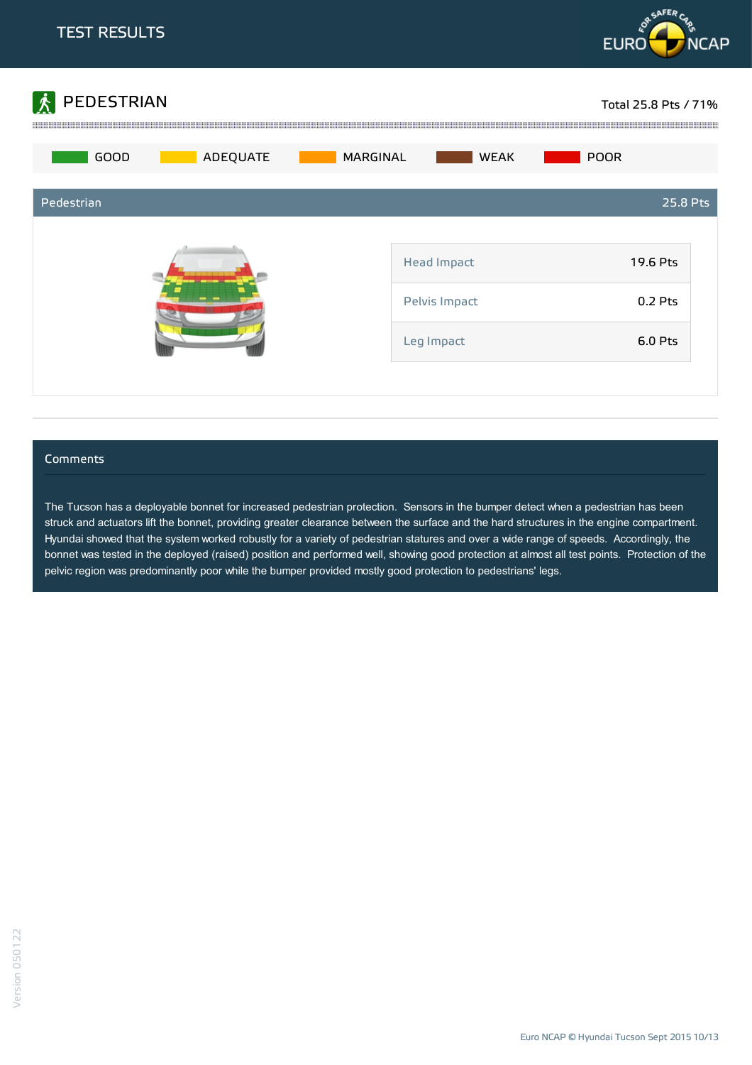# TEST RESULTS

## PEDESTRIAN

Total 25.8 Pts / 71%

GOOD | ADEQUATE | MARGINAL | WEAK | POOR

### Pedestrian — 25.8 Pts

| | |
|---|---|
| Head Impact | 19.6 Pts |
| Pelvis Impact | 0.2 Pts |
| Leg Impact | 6.0 Pts |

### Comments

The Tucson has a deployable bonnet for increased pedestrian protection. Sensors in the bumper detect when a pedestrian has been struck and actuators lift the bonnet, providing greater clearance between the surface and the hard structures in the engine compartment. Hyundai showed that the system worked robustly for a variety of pedestrian statures and over a wide range of speeds. Accordingly, the bonnet was tested in the deployed (raised) position and performed well, showing good protection at almost all test points. Protection of the pelvic region was predominantly poor while the bumper provided mostly good protection to pedestrians' legs.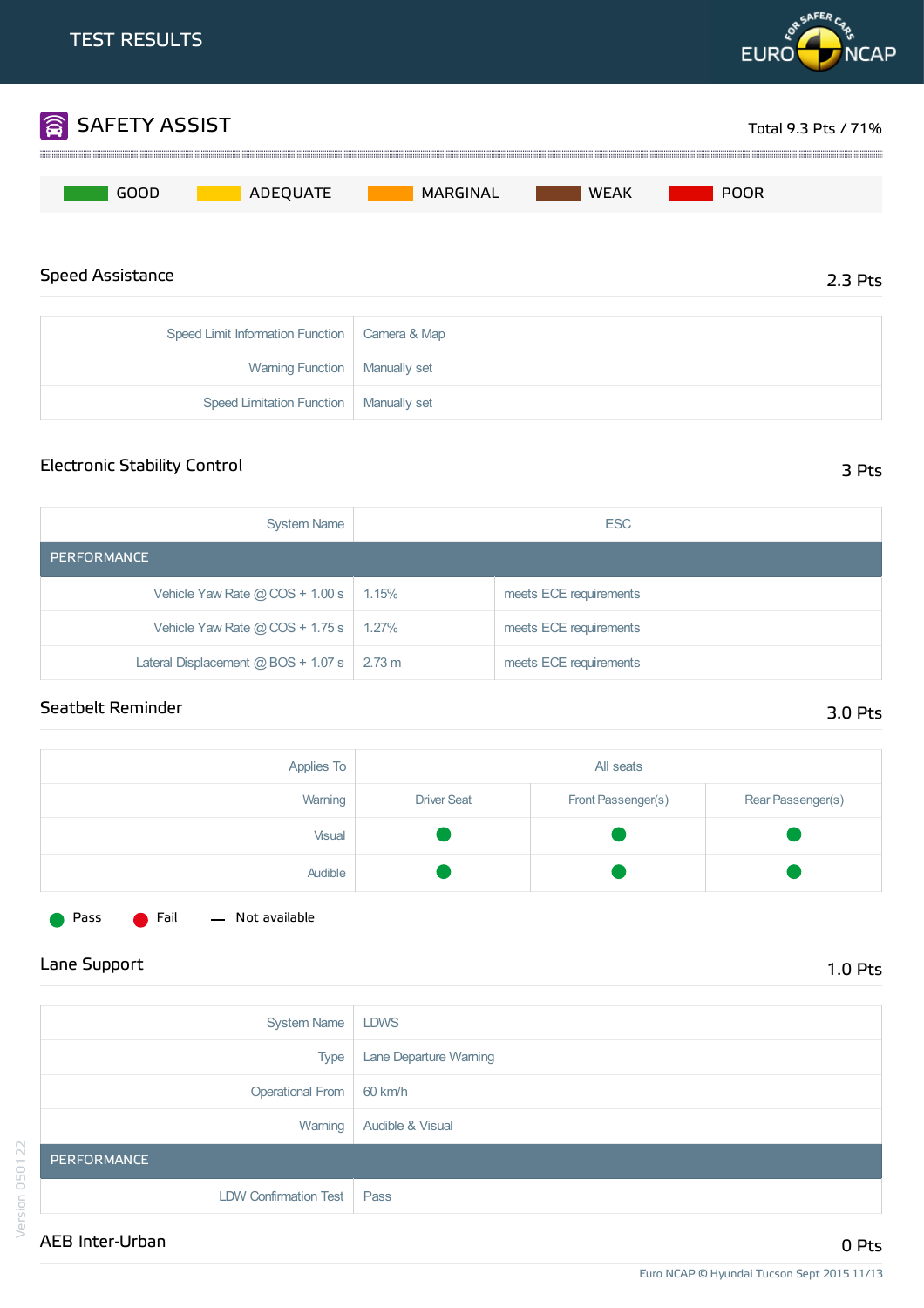# TEST RESULTS

## SAFETY ASSIST

Total 9.3 Pts / 71%

GOOD | ADEQUATE | MARGINAL | WEAK | POOR

### Speed Assistance

2.3 Pts

| | |
|---|---|
| Speed Limit Information Function | Camera & Map |
| Warning Function | Manually set |
| Speed Limitation Function | Manually set |

### Electronic Stability Control

3 Pts

| System Name | ESC | |
|---|---|---|
| **PERFORMANCE** | | |
| Vehicle Yaw Rate @ COS + 1.00 s | 1.15% | meets ECE requirements |
| Vehicle Yaw Rate @ COS + 1.75 s | 1.27% | meets ECE requirements |
| Lateral Displacement @ BOS + 1.07 s | 2.73 m | meets ECE requirements |

### Seatbelt Reminder

3.0 Pts

| Applies To | All seats | | |
|---|---|---|---|
| Warning | Driver Seat | Front Passenger(s) | Rear Passenger(s) |
| Visual | Pass | Pass | Pass |
| Audible | Pass | Pass | Pass |

Pass | Fail | — Not available

### Lane Support

1.0 Pts

| System Name | LDWS |
|---|---|
| Type | Lane Departure Warning |
| Operational From | 60 km/h |
| Warning | Audible & Visual |
| **PERFORMANCE** | |
| LDW Confirmation Test | Pass |

### AEB Inter-Urban

0 Pts

Euro NCAP © Hyundai Tucson Sept 2015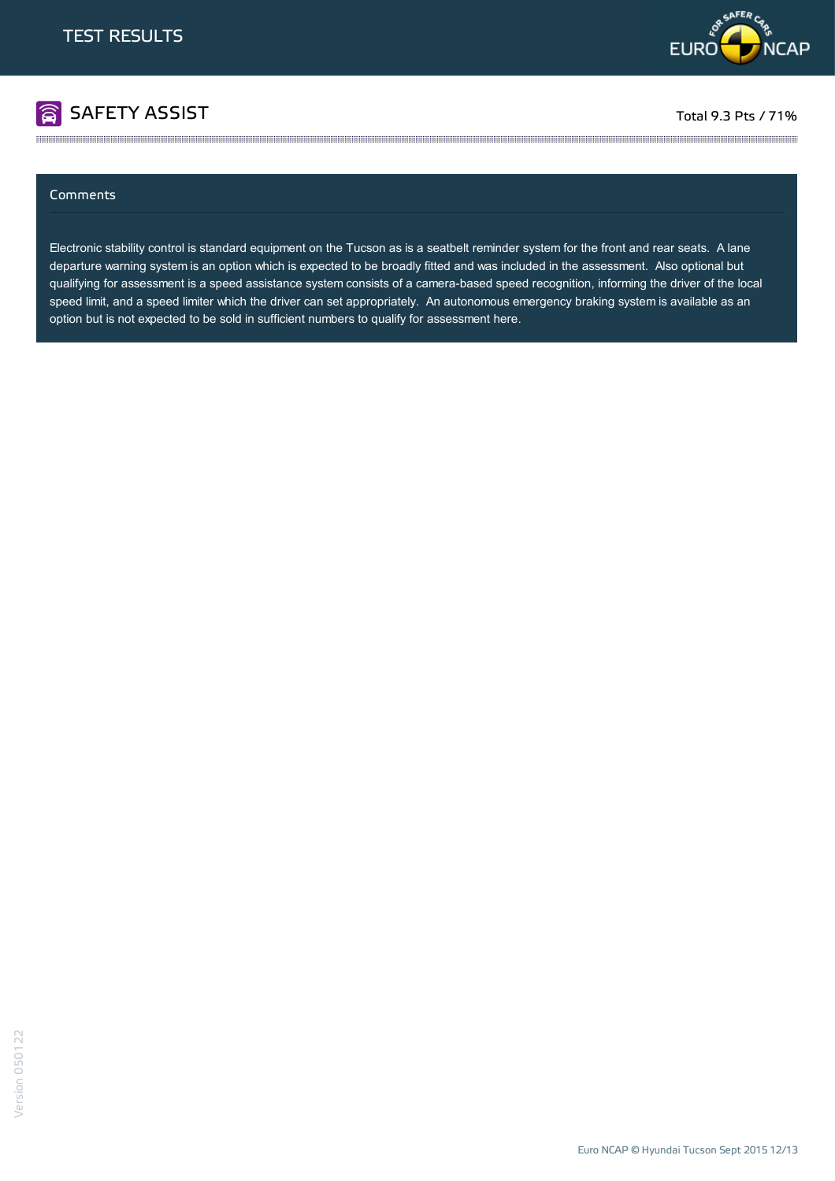# SAFETY ASSIST

Total 9.3 Pts / 71%

## Comments

Electronic stability control is standard equipment on the Tucson as is a seatbelt reminder system for the front and rear seats. A lane departure warning system is an option which is expected to be broadly fitted and was included in the assessment. Also optional but qualifying for assessment is a speed assistance system consists of a camera-based speed recognition, informing the driver of the local speed limit, and a speed limiter which the driver can set appropriately. An autonomous emergency braking system is available as an option but is not expected to be sold in sufficient numbers to qualify for assessment here.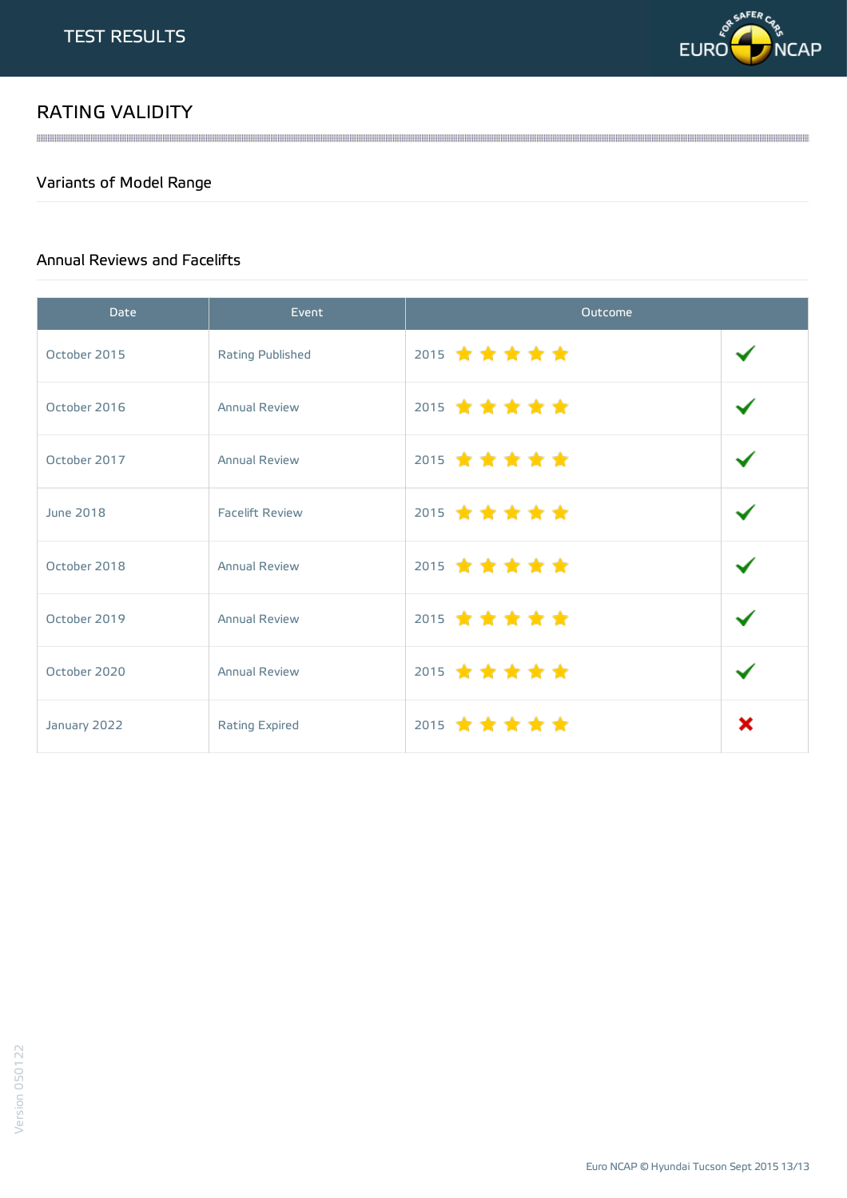# RATING VALIDITY

## Variants of Model Range

## Annual Reviews and Facelifts

| Date | Event | Outcome | |
|---|---|---|---|
| October 2015 | Rating Published | 2015 ★★★★★ | ✓ |
| October 2016 | Annual Review | 2015 ★★★★★ | ✓ |
| October 2017 | Annual Review | 2015 ★★★★★ | ✓ |
| June 2018 | Facelift Review | 2015 ★★★★★ | ✓ |
| October 2018 | Annual Review | 2015 ★★★★★ | ✓ |
| October 2019 | Annual Review | 2015 ★★★★★ | ✓ |
| October 2020 | Annual Review | 2015 ★★★★★ | ✓ |
| January 2022 | Rating Expired | 2015 ★★★★★ | ✗ |